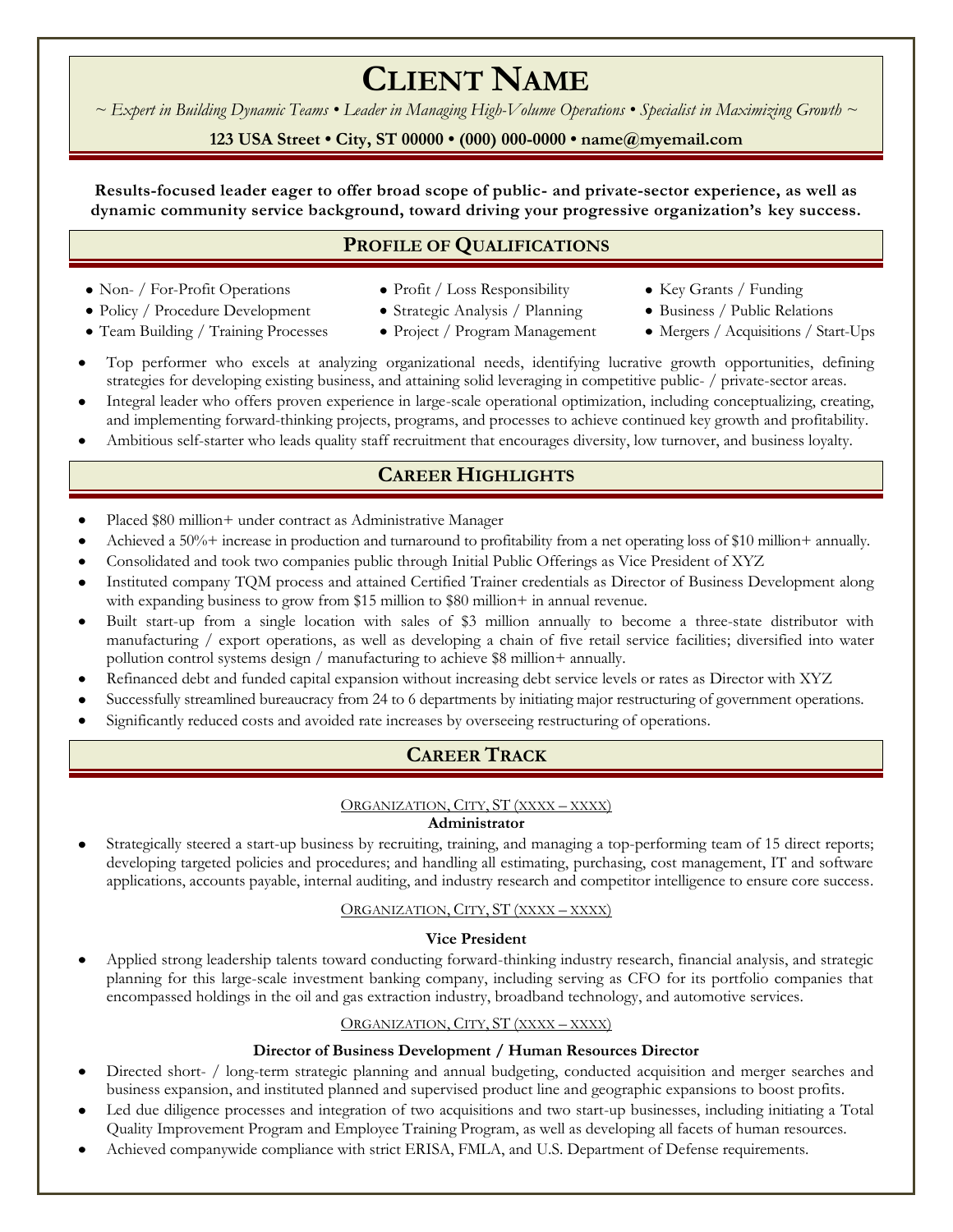# CLIENT NAME

*~ Expert in Building Dynamic Teams • Leader in Managing High-Volume Operations • Specialist in Maximizing Growth ~*

**123 USA Street • City, ST 00000 • (000) 000-0000 • name@myemail.com**

**Results-focused leader eager to offer broad scope of public- and private-sector experience, as well as dynamic community service background, toward driving your progressive organization's key success.**

## PROFILE OF QUALIFICATIONS

- Non- / For-Profit Operations
- Policy / Procedure Development
- Team Building / Training Processes
- Profit / Loss Responsibility
- Strategic Analysis / Planning
- Project / Program Management
- Key Grants / Funding
- Business / Public Relations
- Mergers / Acquisitions / Start-Ups

- Top performer who excels at analyzing organizational needs, identifying lucrative growth opportunities, defining strategies for developing existing business, and attaining solid leveraging in competitive public- / private-sector areas.
- Integral leader who offers proven experience in large-scale operational optimization, including conceptualizing, creating, and implementing forward-thinking projects, programs, and processes to achieve continued key growth and profitability.
- Ambitious self-starter who leads quality staff recruitment that encourages diversity, low turnover, and business loyalty.

## CAREER HIGHLIGHTS

- Placed $80 million+ under contract as Administrative Manager
- Achieved a 50%+ increase in production and turnaround to profitability from a net operating loss of $10 million+ annually.
- Consolidated and took two companies public through Initial Public Offerings as Vice President of XYZ
- Instituted company TQM process and attained Certified Trainer credentials as Director of Business Development along with expanding business to grow from $15 million to $80 million+ in annual revenue.
- Built start-up from a single location with sales of $3 million annually to become a three-state distributor with manufacturing / export operations, as well as developing a chain of five retail service facilities; diversified into water pollution control systems design / manufacturing to achieve $8 million+ annually.
- Refinanced debt and funded capital expansion without increasing debt service levels or rates as Director with XYZ
- Successfully streamlined bureaucracy from 24 to 6 departments by initiating major restructuring of government operations.
- Significantly reduced costs and avoided rate increases by overseeing restructuring of operations.

## CAREER TRACK

ORGANIZATION, CITY, ST (XXXX – XXXX)

**Administrator**

- Strategically steered a start-up business by recruiting, training, and managing a top-performing team of 15 direct reports; developing targeted policies and procedures; and handling all estimating, purchasing, cost management, IT and software applications, accounts payable, internal auditing, and industry research and competitor intelligence to ensure core success.

ORGANIZATION, CITY, ST (XXXX – XXXX)

**Vice President**

- Applied strong leadership talents toward conducting forward-thinking industry research, financial analysis, and strategic planning for this large-scale investment banking company, including serving as CFO for its portfolio companies that encompassed holdings in the oil and gas extraction industry, broadband technology, and automotive services.

ORGANIZATION, CITY, ST (XXXX – XXXX)

**Director of Business Development / Human Resources Director**

- Directed short- / long-term strategic planning and annual budgeting, conducted acquisition and merger searches and business expansion, and instituted planned and supervised product line and geographic expansions to boost profits.
- Led due diligence processes and integration of two acquisitions and two start-up businesses, including initiating a Total Quality Improvement Program and Employee Training Program, as well as developing all facets of human resources.
- Achieved companywide compliance with strict ERISA, FMLA, and U.S. Department of Defense requirements.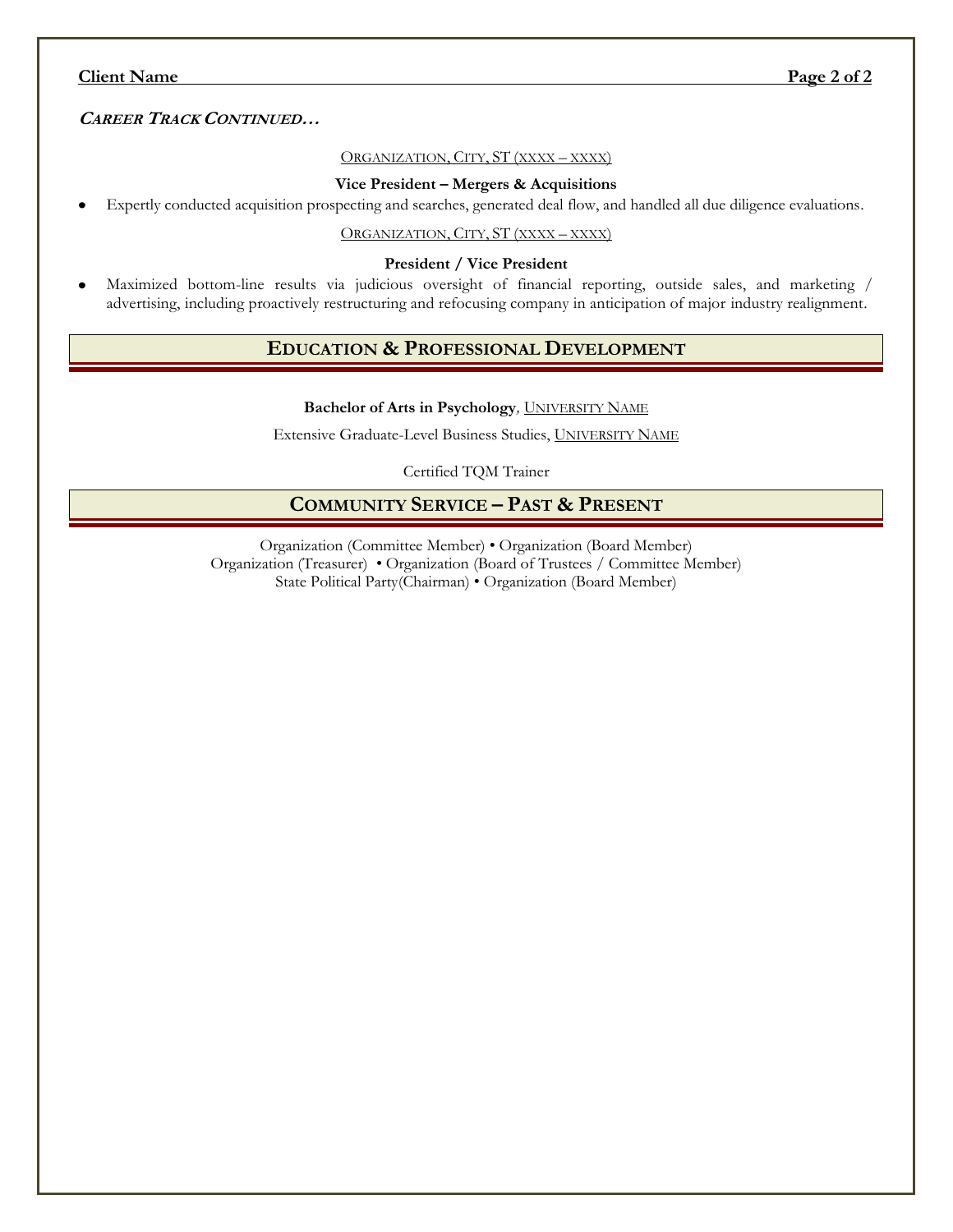***CAREER TRACK CONTINUED…***

ORGANIZATION, CITY, ST (XXXX – XXXX)

**Vice President – Mergers & Acquisitions**

- Expertly conducted acquisition prospecting and searches, generated deal flow, and handled all due diligence evaluations.

ORGANIZATION, CITY, ST (XXXX – XXXX)

**President / Vice President**

- Maximized bottom-line results via judicious oversight of financial reporting, outside sales, and marketing / advertising, including proactively restructuring and refocusing company in anticipation of major industry realignment.

## EDUCATION & PROFESSIONAL DEVELOPMENT

**Bachelor of Arts in Psychology**, UNIVERSITY NAME

Extensive Graduate-Level Business Studies, UNIVERSITY NAME

Certified TQM Trainer

## COMMUNITY SERVICE – PAST & PRESENT

Organization (Committee Member) • Organization (Board Member)
Organization (Treasurer) • Organization (Board of Trustees / Committee Member)
State Political Party(Chairman) • Organization (Board Member)